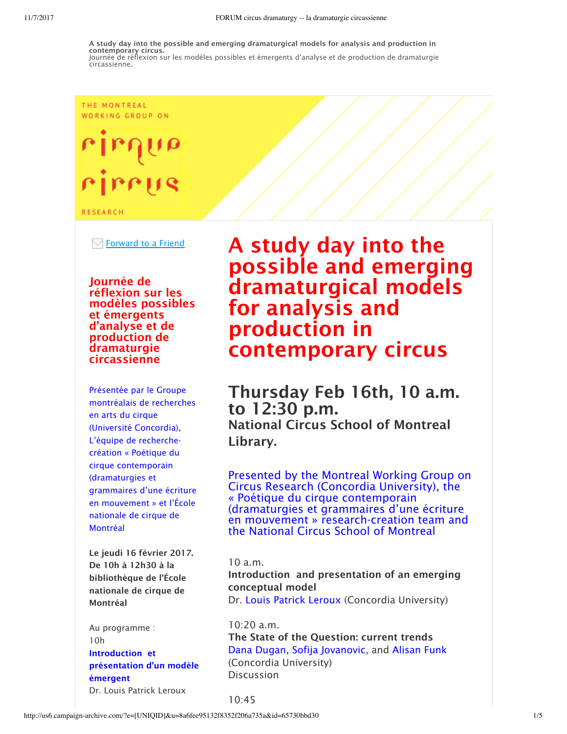**A study day into the possible and emerging dramaturgical models for analysis and production in contemporary circus.**
Journée de réflexion sur les modèles possibles et émergents d'analyse et de production de dramaturgie circassienne.

THE MONTREAL WORKING GROUP ON

cirque cirrus

RESEARCH

Forward to a Friend

# A study day into the possible and emerging dramaturgical models for analysis and production in contemporary circus

## Thursday Feb 16th, 10 a.m. to 12:30 p.m.

**National Circus School of Montreal Library.**

Presented by the Montreal Working Group on Circus Research (Concordia University), the « Poétique du cirque contemporain (dramaturgies et grammaires d'une écriture en mouvement » research-creation team and the National Circus School of Montreal

10 a.m.
**Introduction and presentation of an emerging conceptual model**
Dr. Louis Patrick Leroux (Concordia University)

10:20 a.m.
**The State of the Question: current trends**
Dana Dugan, Sofija Jovanovic, and Alisan Funk (Concordia University)
Discussion

10:45

## Journée de réflexion sur les modèles possibles et émergents d'analyse et de production de dramaturgie circassienne

Présentée par le Groupe montréalais de recherches en arts du cirque (Université Concordia), L'équipe de recherche-création « Poétique du cirque contemporain (dramaturgies et grammaires d'une écriture en mouvement » et l'École nationale de cirque de Montréal

**Le jeudi 16 février 2017. De 10h à 12h30 à la bibliothèque de l'École nationale de cirque de Montréal**

Au programme :
10h
**Introduction et présentation d'un modèle émergent**
Dr. Louis Patrick Leroux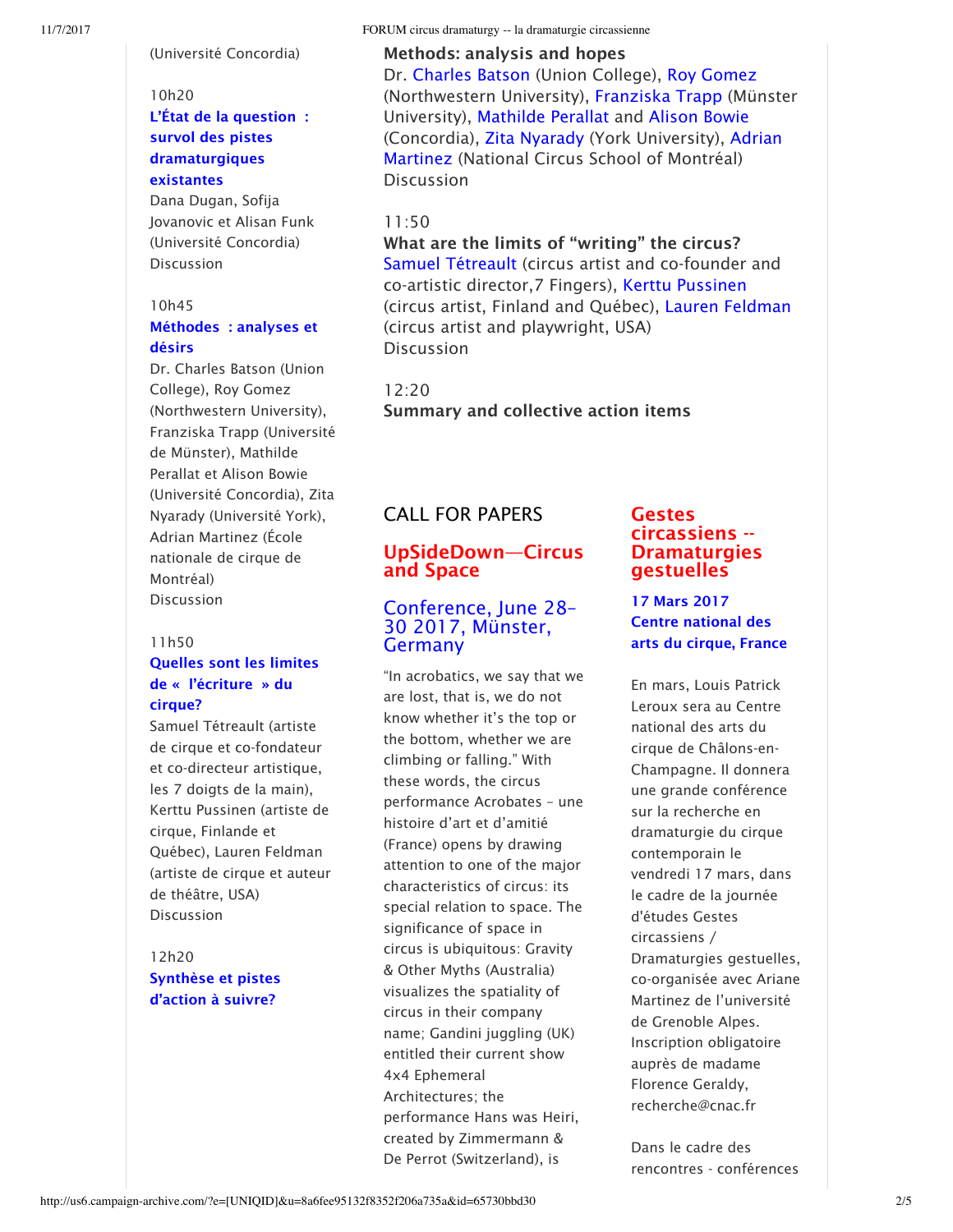(Université Concordia)

10h20

**L'État de la question : survol des pistes dramaturgiques existantes**

Dana Dugan, Sofija Jovanovic et Alisan Funk (Université Concordia)
Discussion

10h45

**Méthodes : analyses et désirs**

Dr. Charles Batson (Union College), Roy Gomez (Northwestern University), Franziska Trapp (Université de Münster), Mathilde Perallat et Alison Bowie (Université Concordia), Zita Nyarady (Université York), Adrian Martinez (École nationale de cirque de Montréal)
Discussion

11h50

**Quelles sont les limites de « l'écriture » du cirque?**

Samuel Tétreault (artiste de cirque et co-fondateur et co-directeur artistique, les 7 doigts de la main), Kerttu Pussinen (artiste de cirque, Finlande et Québec), Lauren Feldman (artiste de cirque et auteur de théâtre, USA)
Discussion

12h20

**Synthèse et pistes d'action à suivre?**

**Methods: analysis and hopes**

Dr. Charles Batson (Union College), Roy Gomez (Northwestern University), Franziska Trapp (Münster University), Mathilde Perallat and Alison Bowie (Concordia), Zita Nyarady (York University), Adrian Martinez (National Circus School of Montréal)
Discussion

11:50

**What are the limits of "writing" the circus?**

Samuel Tétreault (circus artist and co-founder and co-artistic director,7 Fingers), Kerttu Pussinen (circus artist, Finland and Québec), Lauren Feldman (circus artist and playwright, USA)
Discussion

12:20

**Summary and collective action items**

# CALL FOR PAPERS

## UpSideDown—Circus and Space

### Conference, June 28-30 2017, Münster, Germany

"In acrobatics, we say that we are lost, that is, we do not know whether it's the top or the bottom, whether we are climbing or falling." With these words, the circus performance Acrobates – une histoire d'art et d'amitié (France) opens by drawing attention to one of the major characteristics of circus: its special relation to space. The significance of space in circus is ubiquitous: Gravity & Other Myths (Australia) visualizes the spatiality of circus in their company name; Gandini juggling (UK) entitled their current show 4x4 Ephemeral Architectures; the performance Hans was Heiri, created by Zimmermann & De Perrot (Switzerland), is

## Gestes circassiens -- Dramaturgies gestuelles

**17 Mars 2017**
**Centre national des arts du cirque, France**

En mars, Louis Patrick Leroux sera au Centre national des arts du cirque de Châlons-en-Champagne. Il donnera une grande conférence sur la recherche en dramaturgie du cirque contemporain le vendredi 17 mars, dans le cadre de la journée d'études Gestes circassiens / Dramaturgies gestuelles, co-organisée avec Ariane Martinez de l'université de Grenoble Alpes. Inscription obligatoire auprès de madame Florence Geraldy, recherche@cnac.fr

Dans le cadre des rencontres - conférences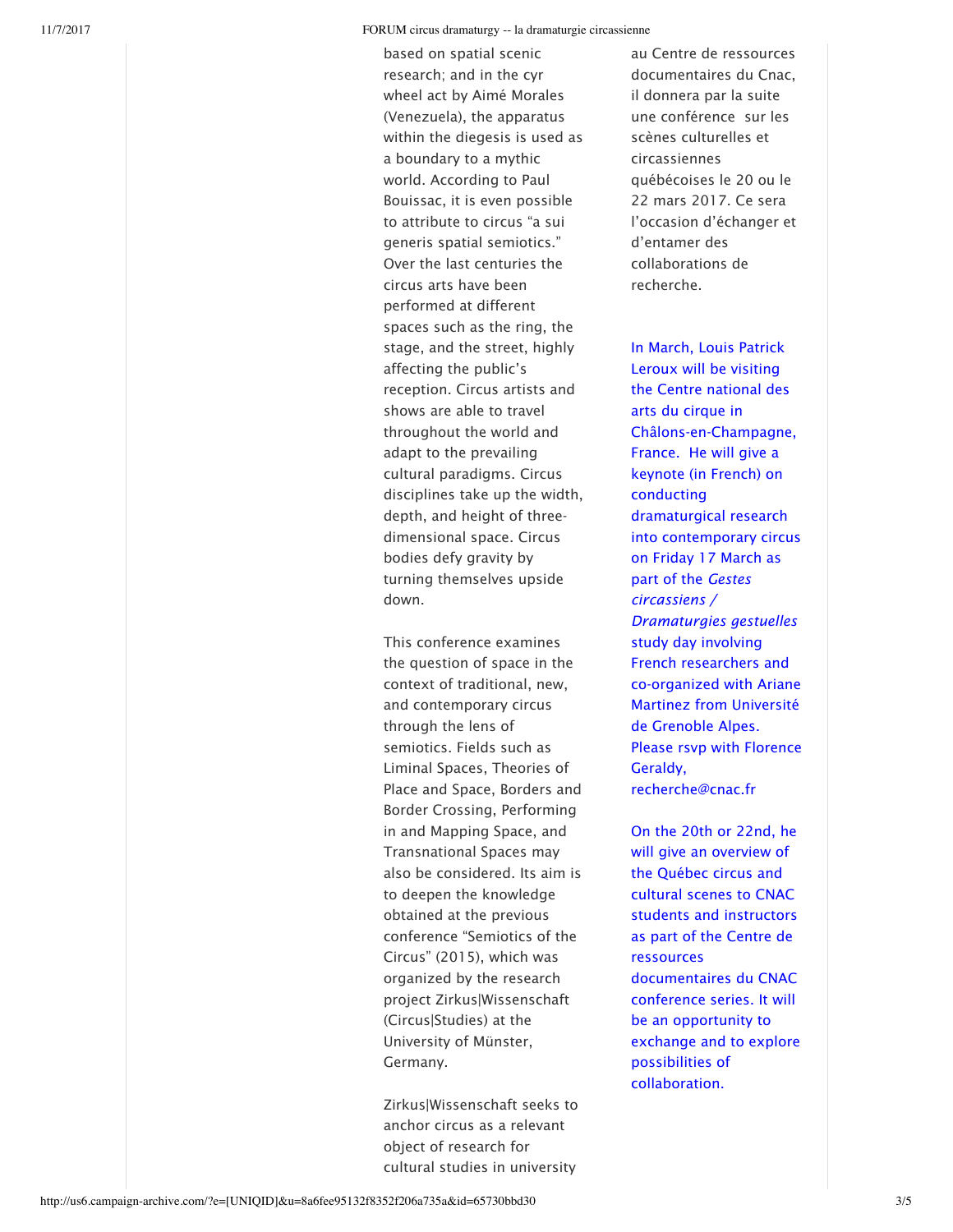based on spatial scenic research; and in the cyr wheel act by Aimé Morales (Venezuela), the apparatus within the diegesis is used as a boundary to a mythic world. According to Paul Bouissac, it is even possible to attribute to circus "a sui generis spatial semiotics." Over the last centuries the circus arts have been performed at different spaces such as the ring, the stage, and the street, highly affecting the public's reception. Circus artists and shows are able to travel throughout the world and adapt to the prevailing cultural paradigms. Circus disciplines take up the width, depth, and height of three-dimensional space. Circus bodies defy gravity by turning themselves upside down.

This conference examines the question of space in the context of traditional, new, and contemporary circus through the lens of semiotics. Fields such as Liminal Spaces, Theories of Place and Space, Borders and Border Crossing, Performing in and Mapping Space, and Transnational Spaces may also be considered. Its aim is to deepen the knowledge obtained at the previous conference "Semiotics of the Circus" (2015), which was organized by the research project Zirkus|Wissenschaft (Circus|Studies) at the University of Münster, Germany.

Zirkus|Wissenschaft seeks to anchor circus as a relevant object of research for cultural studies in university

au Centre de ressources documentaires du Cnac, il donnera par la suite une conférence sur les scènes culturelles et circassiennes québécoises le 20 ou le 22 mars 2017. Ce sera l'occasion d'échanger et d'entamer des collaborations de recherche.

In March, Louis Patrick Leroux will be visiting the Centre national des arts du cirque in Châlons-en-Champagne, France. He will give a keynote (in French) on conducting dramaturgical research into contemporary circus on Friday 17 March as part of the *Gestes circassiens / Dramaturgies gestuelles* study day involving French researchers and co-organized with Ariane Martinez from Université de Grenoble Alpes. Please rsvp with Florence Geraldy, recherche@cnac.fr

On the 20th or 22nd, he will give an overview of the Québec circus and cultural scenes to CNAC students and instructors as part of the Centre de ressources documentaires du CNAC conference series. It will be an opportunity to exchange and to explore possibilities of collaboration.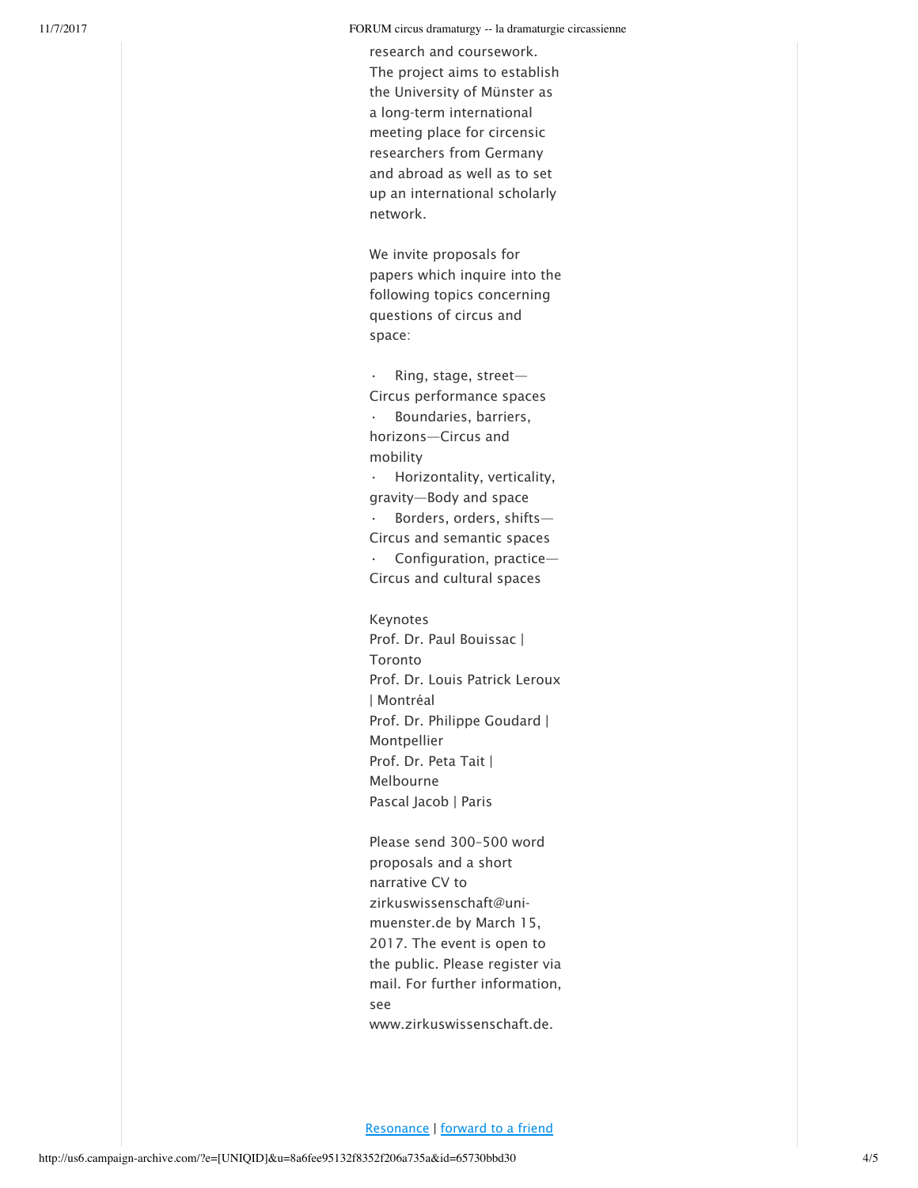research and coursework. The project aims to establish the University of Münster as a long-term international meeting place for circensic researchers from Germany and abroad as well as to set up an international scholarly network.

We invite proposals for papers which inquire into the following topics concerning questions of circus and space:

- Ring, stage, street—Circus performance spaces
- Boundaries, barriers, horizons—Circus and mobility
- Horizontality, verticality, gravity—Body and space
- Borders, orders, shifts—Circus and semantic spaces
- Configuration, practice—Circus and cultural spaces

Keynotes
Prof. Dr. Paul Bouissac | Toronto
Prof. Dr. Louis Patrick Leroux | Montréal
Prof. Dr. Philippe Goudard | Montpellier
Prof. Dr. Peta Tait | Melbourne
Pascal Jacob | Paris

Please send 300-500 word proposals and a short narrative CV to zirkuswissenschaft@uni-muenster.de by March 15, 2017. The event is open to the public. Please register via mail. For further information, see www.zirkuswissenschaft.de.

Resonance | forward to a friend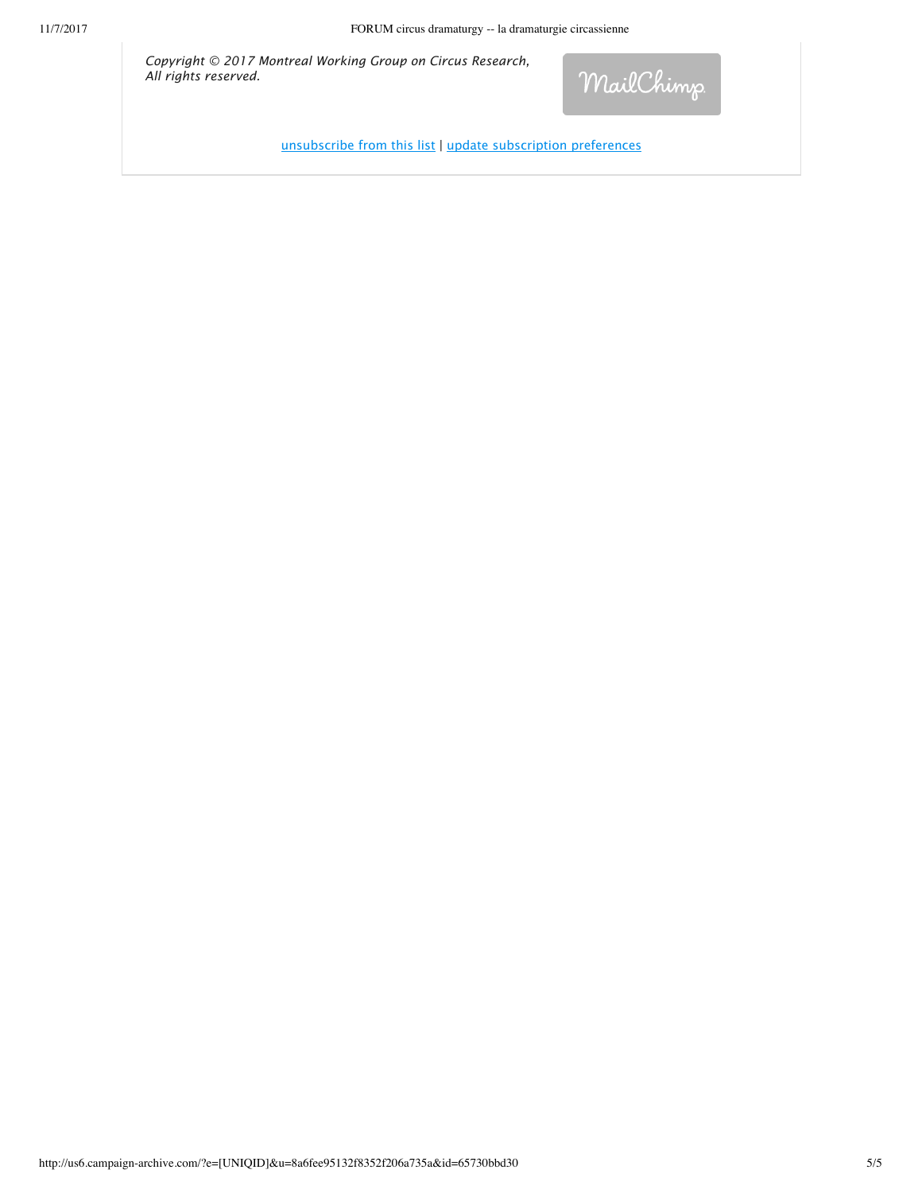*Copyright © 2017 Montreal Working Group on Circus Research, All rights reserved.*

MailChimp

unsubscribe from this list | update subscription preferences